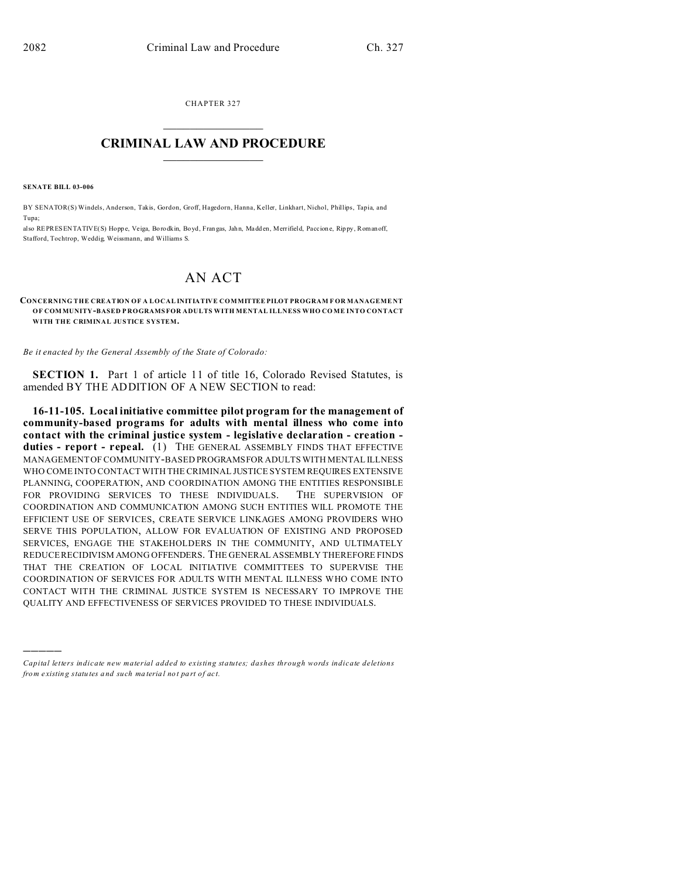CHAPTER 327

# CRIMINAL LAW AND PROCEDURE

**SENATE BILL 03-006**

BY SENATOR(S) Windels, Anderson, Takis, Gordon, Groff, Hagedorn, Hanna, Keller, Linkhart, Nichol, Phillips, Tapia, and Tupa;

also REPRESENTATIVE(S) Hoppe, Veiga, Borodkin, Boyd, Frangas, Jahn, Madden, Merrifield, Paccione, Rippy, Romanoff, Stafford, Tochtrop, Weddig, Weissmann, and Williams S.

# AN ACT

**CONCERNING THE CREATION OF A LOCAL INITIATIVE COMMITTEE PILOT PROGRAM FOR MANAGEMENT OF COMMUNITY-BASED PROGRAMS FOR ADULTS WITH MENTAL ILLNESS WHO COME INTO CONTACT WITH THE CRIMINAL JUSTICE SYSTEM.**

*Be it enacted by the General Assembly of the State of Colorado:*

**SECTION 1.** Part 1 of article 11 of title 16, Colorado Revised Statutes, is amended BY THE ADDITION OF A NEW SECTION to read:

**16-11-105. Local initiative committee pilot program for the management of community-based programs for adults with mental illness who come into contact with the criminal justice system - legislative declaration - creation - duties - report - repeal.** (1) THE GENERAL ASSEMBLY FINDS THAT EFFECTIVE MANAGEMENT OF COMMUNITY-BASED PROGRAMS FOR ADULTS WITH MENTAL ILLNESS WHO COME INTO CONTACT WITH THE CRIMINAL JUSTICE SYSTEM REQUIRES EXTENSIVE PLANNING, COOPERATION, AND COORDINATION AMONG THE ENTITIES RESPONSIBLE FOR PROVIDING SERVICES TO THESE INDIVIDUALS. THE SUPERVISION OF COORDINATION AND COMMUNICATION AMONG SUCH ENTITIES WILL PROMOTE THE EFFICIENT USE OF SERVICES, CREATE SERVICE LINKAGES AMONG PROVIDERS WHO SERVE THIS POPULATION, ALLOW FOR EVALUATION OF EXISTING AND PROPOSED SERVICES, ENGAGE THE STAKEHOLDERS IN THE COMMUNITY, AND ULTIMATELY REDUCE RECIDIVISM AMONG OFFENDERS. THE GENERAL ASSEMBLY THEREFORE FINDS THAT THE CREATION OF LOCAL INITIATIVE COMMITTEES TO SUPERVISE THE COORDINATION OF SERVICES FOR ADULTS WITH MENTAL ILLNESS WHO COME INTO CONTACT WITH THE CRIMINAL JUSTICE SYSTEM IS NECESSARY TO IMPROVE THE QUALITY AND EFFECTIVENESS OF SERVICES PROVIDED TO THESE INDIVIDUALS.

---

*Capital letters indicate new material added to existing statutes; dashes through words indicate deletions from existing statutes and such material not part of act.*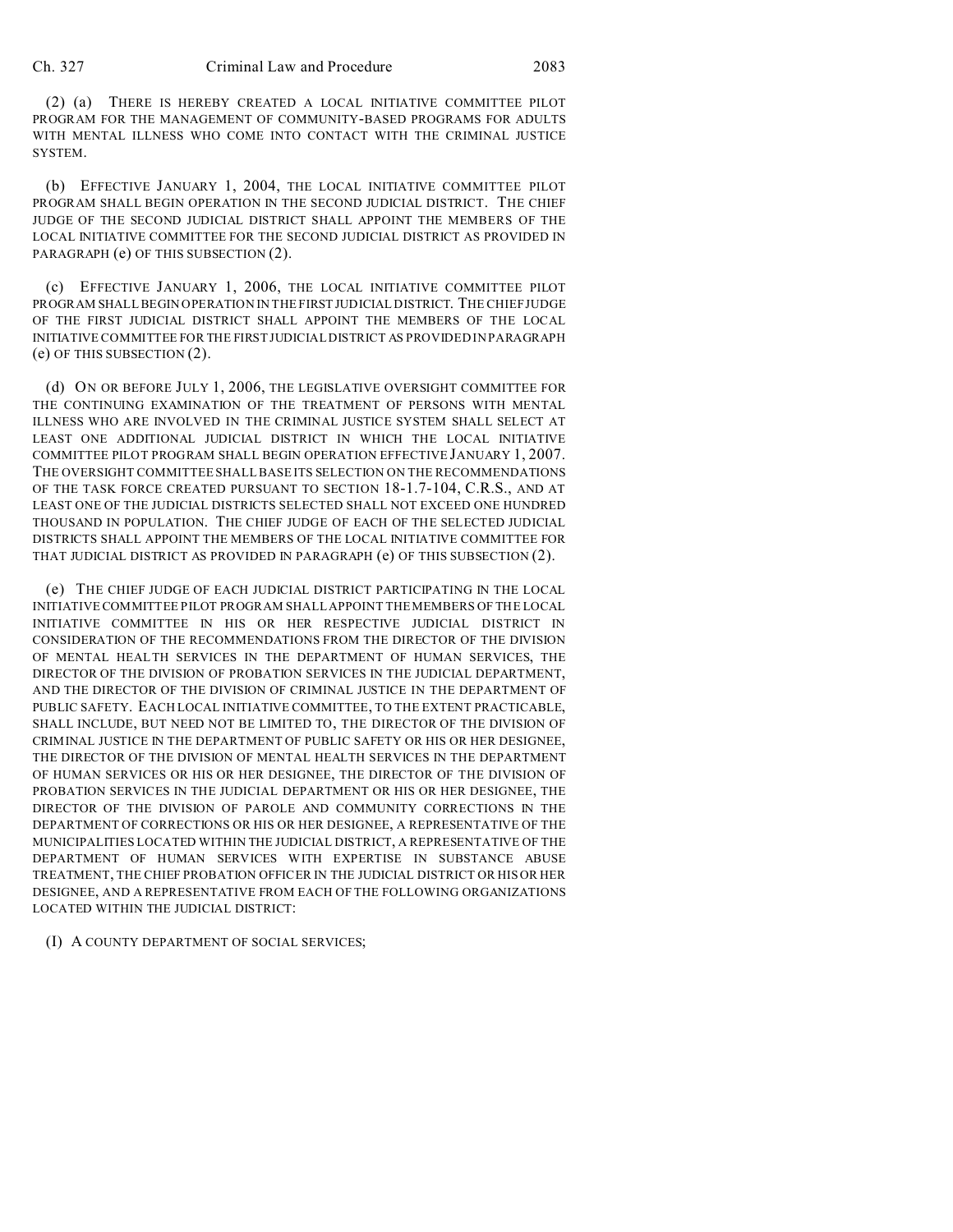(2) (a) THERE IS HEREBY CREATED A LOCAL INITIATIVE COMMITTEE PILOT PROGRAM FOR THE MANAGEMENT OF COMMUNITY-BASED PROGRAMS FOR ADULTS WITH MENTAL ILLNESS WHO COME INTO CONTACT WITH THE CRIMINAL JUSTICE SYSTEM.

(b) EFFECTIVE JANUARY 1, 2004, THE LOCAL INITIATIVE COMMITTEE PILOT PROGRAM SHALL BEGIN OPERATION IN THE SECOND JUDICIAL DISTRICT. THE CHIEF JUDGE OF THE SECOND JUDICIAL DISTRICT SHALL APPOINT THE MEMBERS OF THE LOCAL INITIATIVE COMMITTEE FOR THE SECOND JUDICIAL DISTRICT AS PROVIDED IN PARAGRAPH (e) OF THIS SUBSECTION (2).

(c) EFFECTIVE JANUARY 1, 2006, THE LOCAL INITIATIVE COMMITTEE PILOT PROGRAM SHALL BEGIN OPERATION IN THE FIRST JUDICIAL DISTRICT. THE CHIEF JUDGE OF THE FIRST JUDICIAL DISTRICT SHALL APPOINT THE MEMBERS OF THE LOCAL INITIATIVE COMMITTEE FOR THE FIRST JUDICIAL DISTRICT AS PROVIDED IN PARAGRAPH (e) OF THIS SUBSECTION (2).

(d) ON OR BEFORE JULY 1, 2006, THE LEGISLATIVE OVERSIGHT COMMITTEE FOR THE CONTINUING EXAMINATION OF THE TREATMENT OF PERSONS WITH MENTAL ILLNESS WHO ARE INVOLVED IN THE CRIMINAL JUSTICE SYSTEM SHALL SELECT AT LEAST ONE ADDITIONAL JUDICIAL DISTRICT IN WHICH THE LOCAL INITIATIVE COMMITTEE PILOT PROGRAM SHALL BEGIN OPERATION EFFECTIVE JANUARY 1, 2007. THE OVERSIGHT COMMITTEE SHALL BASE ITS SELECTION ON THE RECOMMENDATIONS OF THE TASK FORCE CREATED PURSUANT TO SECTION 18-1.7-104, C.R.S., AND AT LEAST ONE OF THE JUDICIAL DISTRICTS SELECTED SHALL NOT EXCEED ONE HUNDRED THOUSAND IN POPULATION. THE CHIEF JUDGE OF EACH OF THE SELECTED JUDICIAL DISTRICTS SHALL APPOINT THE MEMBERS OF THE LOCAL INITIATIVE COMMITTEE FOR THAT JUDICIAL DISTRICT AS PROVIDED IN PARAGRAPH (e) OF THIS SUBSECTION (2).

(e) THE CHIEF JUDGE OF EACH JUDICIAL DISTRICT PARTICIPATING IN THE LOCAL INITIATIVE COMMITTEE PILOT PROGRAM SHALL APPOINT THE MEMBERS OF THE LOCAL INITIATIVE COMMITTEE IN HIS OR HER RESPECTIVE JUDICIAL DISTRICT IN CONSIDERATION OF THE RECOMMENDATIONS FROM THE DIRECTOR OF THE DIVISION OF MENTAL HEALTH SERVICES IN THE DEPARTMENT OF HUMAN SERVICES, THE DIRECTOR OF THE DIVISION OF PROBATION SERVICES IN THE JUDICIAL DEPARTMENT, AND THE DIRECTOR OF THE DIVISION OF CRIMINAL JUSTICE IN THE DEPARTMENT OF PUBLIC SAFETY. EACH LOCAL INITIATIVE COMMITTEE, TO THE EXTENT PRACTICABLE, SHALL INCLUDE, BUT NEED NOT BE LIMITED TO, THE DIRECTOR OF THE DIVISION OF CRIMINAL JUSTICE IN THE DEPARTMENT OF PUBLIC SAFETY OR HIS OR HER DESIGNEE, THE DIRECTOR OF THE DIVISION OF MENTAL HEALTH SERVICES IN THE DEPARTMENT OF HUMAN SERVICES OR HIS OR HER DESIGNEE, THE DIRECTOR OF THE DIVISION OF PROBATION SERVICES IN THE JUDICIAL DEPARTMENT OR HIS OR HER DESIGNEE, THE DIRECTOR OF THE DIVISION OF PAROLE AND COMMUNITY CORRECTIONS IN THE DEPARTMENT OF CORRECTIONS OR HIS OR HER DESIGNEE, A REPRESENTATIVE OF THE MUNICIPALITIES LOCATED WITHIN THE JUDICIAL DISTRICT, A REPRESENTATIVE OF THE DEPARTMENT OF HUMAN SERVICES WITH EXPERTISE IN SUBSTANCE ABUSE TREATMENT, THE CHIEF PROBATION OFFICER IN THE JUDICIAL DISTRICT OR HIS OR HER DESIGNEE, AND A REPRESENTATIVE FROM EACH OF THE FOLLOWING ORGANIZATIONS LOCATED WITHIN THE JUDICIAL DISTRICT:

(I) A COUNTY DEPARTMENT OF SOCIAL SERVICES;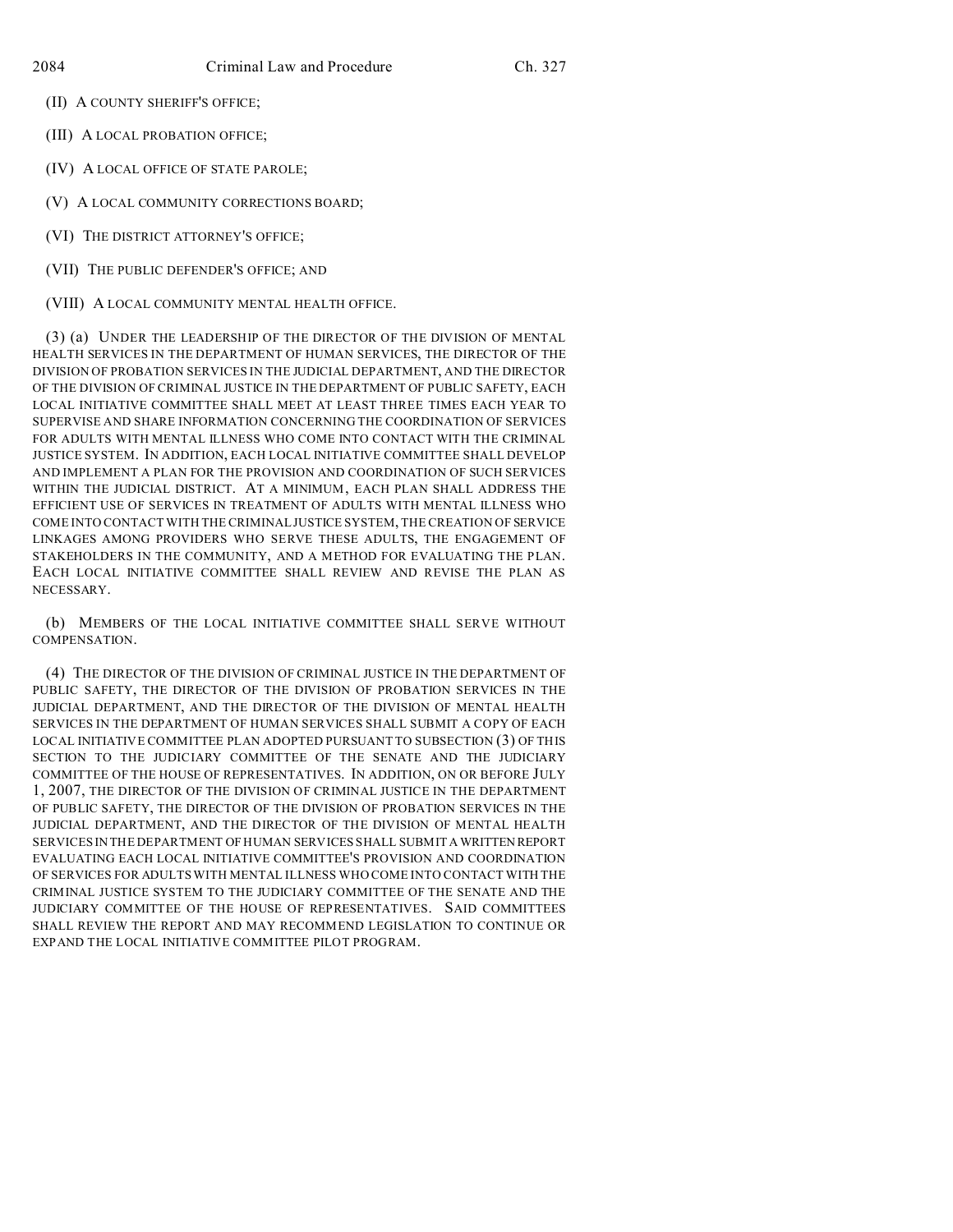(II) A COUNTY SHERIFF'S OFFICE;

(III) A LOCAL PROBATION OFFICE;

(IV) A LOCAL OFFICE OF STATE PAROLE;

(V) A LOCAL COMMUNITY CORRECTIONS BOARD;

(VI) THE DISTRICT ATTORNEY'S OFFICE;

(VII) THE PUBLIC DEFENDER'S OFFICE; AND

(VIII) A LOCAL COMMUNITY MENTAL HEALTH OFFICE.

(3) (a) UNDER THE LEADERSHIP OF THE DIRECTOR OF THE DIVISION OF MENTAL HEALTH SERVICES IN THE DEPARTMENT OF HUMAN SERVICES, THE DIRECTOR OF THE DIVISION OF PROBATION SERVICES IN THE JUDICIAL DEPARTMENT, AND THE DIRECTOR OF THE DIVISION OF CRIMINAL JUSTICE IN THE DEPARTMENT OF PUBLIC SAFETY, EACH LOCAL INITIATIVE COMMITTEE SHALL MEET AT LEAST THREE TIMES EACH YEAR TO SUPERVISE AND SHARE INFORMATION CONCERNING THE COORDINATION OF SERVICES FOR ADULTS WITH MENTAL ILLNESS WHO COME INTO CONTACT WITH THE CRIMINAL JUSTICE SYSTEM. IN ADDITION, EACH LOCAL INITIATIVE COMMITTEE SHALL DEVELOP AND IMPLEMENT A PLAN FOR THE PROVISION AND COORDINATION OF SUCH SERVICES WITHIN THE JUDICIAL DISTRICT. AT A MINIMUM, EACH PLAN SHALL ADDRESS THE EFFICIENT USE OF SERVICES IN TREATMENT OF ADULTS WITH MENTAL ILLNESS WHO COME INTO CONTACT WITH THE CRIMINAL JUSTICE SYSTEM, THE CREATION OF SERVICE LINKAGES AMONG PROVIDERS WHO SERVE THESE ADULTS, THE ENGAGEMENT OF STAKEHOLDERS IN THE COMMUNITY, AND A METHOD FOR EVALUATING THE PLAN. EACH LOCAL INITIATIVE COMMITTEE SHALL REVIEW AND REVISE THE PLAN AS NECESSARY.

(b) MEMBERS OF THE LOCAL INITIATIVE COMMITTEE SHALL SERVE WITHOUT COMPENSATION.

(4) THE DIRECTOR OF THE DIVISION OF CRIMINAL JUSTICE IN THE DEPARTMENT OF PUBLIC SAFETY, THE DIRECTOR OF THE DIVISION OF PROBATION SERVICES IN THE JUDICIAL DEPARTMENT, AND THE DIRECTOR OF THE DIVISION OF MENTAL HEALTH SERVICES IN THE DEPARTMENT OF HUMAN SERVICES SHALL SUBMIT A COPY OF EACH LOCAL INITIATIVE COMMITTEE PLAN ADOPTED PURSUANT TO SUBSECTION (3) OF THIS SECTION TO THE JUDICIARY COMMITTEE OF THE SENATE AND THE JUDICIARY COMMITTEE OF THE HOUSE OF REPRESENTATIVES. IN ADDITION, ON OR BEFORE JULY 1, 2007, THE DIRECTOR OF THE DIVISION OF CRIMINAL JUSTICE IN THE DEPARTMENT OF PUBLIC SAFETY, THE DIRECTOR OF THE DIVISION OF PROBATION SERVICES IN THE JUDICIAL DEPARTMENT, AND THE DIRECTOR OF THE DIVISION OF MENTAL HEALTH SERVICES IN THE DEPARTMENT OF HUMAN SERVICES SHALL SUBMIT A WRITTEN REPORT EVALUATING EACH LOCAL INITIATIVE COMMITTEE'S PROVISION AND COORDINATION OF SERVICES FOR ADULTS WITH MENTAL ILLNESS WHO COME INTO CONTACT WITH THE CRIMINAL JUSTICE SYSTEM TO THE JUDICIARY COMMITTEE OF THE SENATE AND THE JUDICIARY COMMITTEE OF THE HOUSE OF REPRESENTATIVES. SAID COMMITTEES SHALL REVIEW THE REPORT AND MAY RECOMMEND LEGISLATION TO CONTINUE OR EXPAND THE LOCAL INITIATIVE COMMITTEE PILOT PROGRAM.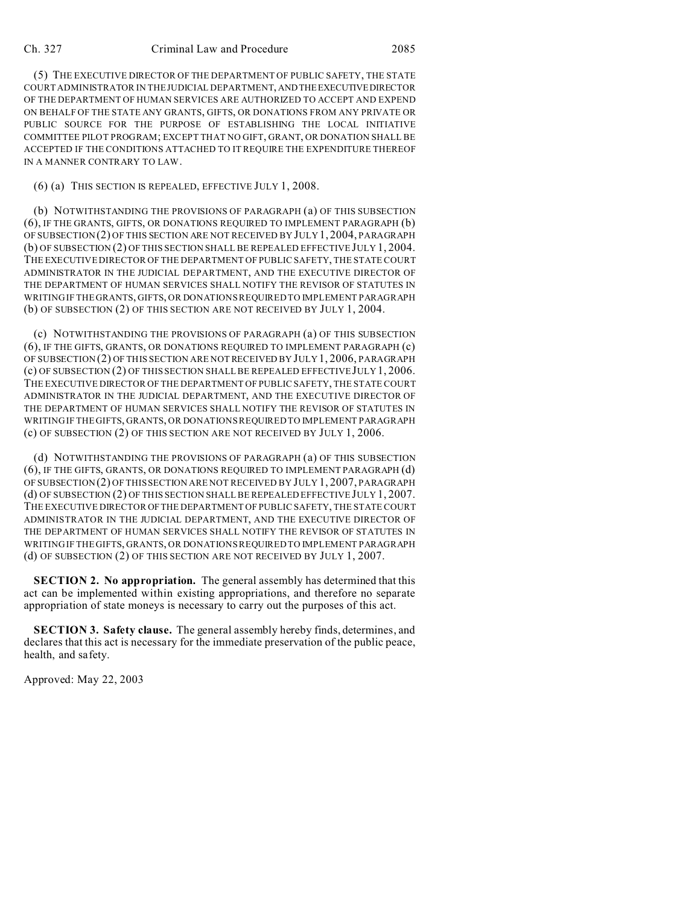(5) THE EXECUTIVE DIRECTOR OF THE DEPARTMENT OF PUBLIC SAFETY, THE STATE COURT ADMINISTRATOR IN THE JUDICIAL DEPARTMENT, AND THE EXECUTIVE DIRECTOR OF THE DEPARTMENT OF HUMAN SERVICES ARE AUTHORIZED TO ACCEPT AND EXPEND ON BEHALF OF THE STATE ANY GRANTS, GIFTS, OR DONATIONS FROM ANY PRIVATE OR PUBLIC SOURCE FOR THE PURPOSE OF ESTABLISHING THE LOCAL INITIATIVE COMMITTEE PILOT PROGRAM; EXCEPT THAT NO GIFT, GRANT, OR DONATION SHALL BE ACCEPTED IF THE CONDITIONS ATTACHED TO IT REQUIRE THE EXPENDITURE THEREOF IN A MANNER CONTRARY TO LAW.

(6) (a) THIS SECTION IS REPEALED, EFFECTIVE JULY 1, 2008.

(b) NOTWITHSTANDING THE PROVISIONS OF PARAGRAPH (a) OF THIS SUBSECTION (6), IF THE GRANTS, GIFTS, OR DONATIONS REQUIRED TO IMPLEMENT PARAGRAPH (b) OF SUBSECTION (2) OF THIS SECTION ARE NOT RECEIVED BY JULY 1, 2004, PARAGRAPH (b) OF SUBSECTION (2) OF THIS SECTION SHALL BE REPEALED EFFECTIVE JULY 1, 2004. THE EXECUTIVE DIRECTOR OF THE DEPARTMENT OF PUBLIC SAFETY, THE STATE COURT ADMINISTRATOR IN THE JUDICIAL DEPARTMENT, AND THE EXECUTIVE DIRECTOR OF THE DEPARTMENT OF HUMAN SERVICES SHALL NOTIFY THE REVISOR OF STATUTES IN WRITING IF THE GRANTS, GIFTS, OR DONATIONS REQUIRED TO IMPLEMENT PARAGRAPH (b) OF SUBSECTION (2) OF THIS SECTION ARE NOT RECEIVED BY JULY 1, 2004.

(c) NOTWITHSTANDING THE PROVISIONS OF PARAGRAPH (a) OF THIS SUBSECTION (6), IF THE GIFTS, GRANTS, OR DONATIONS REQUIRED TO IMPLEMENT PARAGRAPH (c) OF SUBSECTION (2) OF THIS SECTION ARE NOT RECEIVED BY JULY 1, 2006, PARAGRAPH (c) OF SUBSECTION (2) OF THIS SECTION SHALL BE REPEALED EFFECTIVE JULY 1, 2006. THE EXECUTIVE DIRECTOR OF THE DEPARTMENT OF PUBLIC SAFETY, THE STATE COURT ADMINISTRATOR IN THE JUDICIAL DEPARTMENT, AND THE EXECUTIVE DIRECTOR OF THE DEPARTMENT OF HUMAN SERVICES SHALL NOTIFY THE REVISOR OF STATUTES IN WRITING IF THE GIFTS, GRANTS, OR DONATIONS REQUIRED TO IMPLEMENT PARAGRAPH (c) OF SUBSECTION (2) OF THIS SECTION ARE NOT RECEIVED BY JULY 1, 2006.

(d) NOTWITHSTANDING THE PROVISIONS OF PARAGRAPH (a) OF THIS SUBSECTION (6), IF THE GIFTS, GRANTS, OR DONATIONS REQUIRED TO IMPLEMENT PARAGRAPH (d) OF SUBSECTION (2) OF THIS SECTION ARE NOT RECEIVED BY JULY 1, 2007, PARAGRAPH (d) OF SUBSECTION (2) OF THIS SECTION SHALL BE REPEALED EFFECTIVE JULY 1, 2007. THE EXECUTIVE DIRECTOR OF THE DEPARTMENT OF PUBLIC SAFETY, THE STATE COURT ADMINISTRATOR IN THE JUDICIAL DEPARTMENT, AND THE EXECUTIVE DIRECTOR OF THE DEPARTMENT OF HUMAN SERVICES SHALL NOTIFY THE REVISOR OF STATUTES IN WRITING IF THE GIFTS, GRANTS, OR DONATIONS REQUIRED TO IMPLEMENT PARAGRAPH (d) OF SUBSECTION (2) OF THIS SECTION ARE NOT RECEIVED BY JULY 1, 2007.

**SECTION 2. No appropriation.** The general assembly has determined that this act can be implemented within existing appropriations, and therefore no separate appropriation of state moneys is necessary to carry out the purposes of this act.

**SECTION 3. Safety clause.** The general assembly hereby finds, determines, and declares that this act is necessary for the immediate preservation of the public peace, health, and safety.

Approved: May 22, 2003